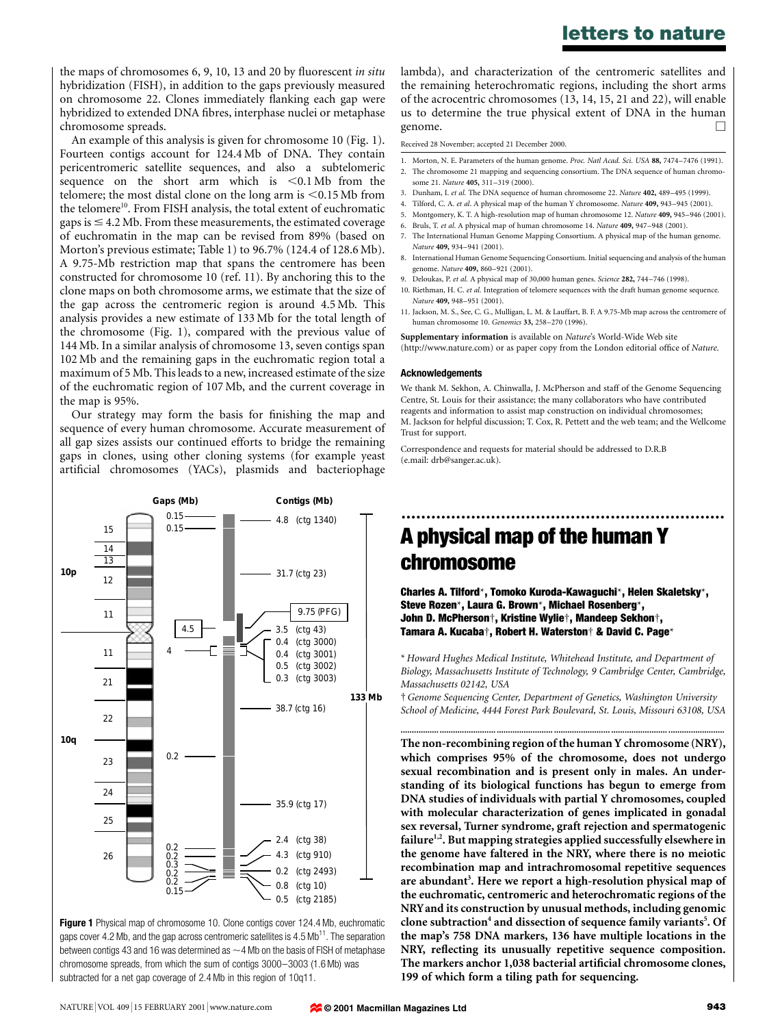the maps of chromosomes 6, 9, 10, 13 and 20 by fluorescent *in situ* hybridization (FISH), in addition to the gaps previously measured on chromosome 22. Clones immediately flanking each gap were hybridized to extended DNA fibres, interphase nuclei or metaphase chromosome spreads.

An example of this analysis is given for chromosome 10 (Fig. 1). Fourteen contigs account for 124.4 Mb of DNA. They contain pericentromeric satellite sequences, and also a subtelomeric sequence on the short arm which is <0.1 Mb from the telomere; the most distal clone on the long arm is <0.15 Mb from the telomere[10]. From FISH analysis, the total extent of euchromatic gaps is ≤ 4.2 Mb. From these measurements, the estimated coverage of euchromatin in the map can be revised from 89% (based on Morton's previous estimate; Table 1) to 96.7% (124.4 of 128.6 Mb). A 9.75-Mb restriction map that spans the centromere has been constructed for chromosome 10 (ref. 11). By anchoring this to the clone maps on both chromosome arms, we estimate that the size of the gap across the centromeric region is around 4.5 Mb. This analysis provides a new estimate of 133 Mb for the total length of the chromosome (Fig. 1), compared with the previous value of 144 Mb. In a similar analysis of chromosome 13, seven contigs span 102 Mb and the remaining gaps in the euchromatic region total a maximum of 5 Mb. This leads to a new, increased estimate of the size of the euchromatic region of 107 Mb, and the current coverage in the map is 95%.

Our strategy may form the basis for finishing the map and sequence of every human chromosome. Accurate measurement of all gap sizes assists our continued efforts to bridge the remaining gaps in clones, using other cloning systems (for example yeast artificial chromosomes (YACs), plasmids and bacteriophage lambda), and characterization of the centromeric satellites and the remaining heterochromatic regions, including the short arms of the acrocentric chromosomes (13, 14, 15, 21 and 22), will enable us to determine the true physical extent of DNA in the human genome. □

**Figure 1** Physical map of chromosome 10. Clone contigs cover 124.4 Mb, euchromatic gaps cover 4.2 Mb, and the gap across centromeric satellites is 4.5 Mb[11]. The separation between contigs 43 and 16 was determined as ~4 Mb on the basis of FISH of metaphase chromosome spreads, from which the sum of contigs 3000–3003 (1.6 Mb) was subtracted for a net gap coverage of 2.4 Mb in this region of 10q11.

Received 28 November; accepted 21 December 2000.

1. Morton, N. E. Parameters of the human genome. *Proc. Natl Acad. Sci. USA* **88,** 7474–7476 (1991).
2. The chromosome 21 mapping and sequencing consortium. The DNA sequence of human chromosome 21. *Nature* **405,** 311–319 (2000).
3. Dunham, I. *et al.* The DNA sequence of human chromosome 22. *Nature* **402,** 489–495 (1999).
4. Tilford, C. A. *et al.* A physical map of the human Y chromosome. *Nature* **409,** 943–945 (2001).
5. Montgomery, K. T. A high-resolution map of human chromosome 12. *Nature* **409,** 945–946 (2001).
6. Bruls, T. *et al.* A physical map of human chromosome 14. *Nature* **409,** 947–948 (2001).
7. The International Human Genome Mapping Consortium. A physical map of the human genome. *Nature* **409,** 934–941 (2001).
8. International Human Genome Sequencing Consortium. Initial sequencing and analysis of the human genome. *Nature* **409,** 860–921 (2001).
9. Deloukas, P. *et al.* A physical map of 30,000 human genes. *Science* **282,** 744–746 (1998).
10. Riethman, H. C. *et al.* Integration of telomere sequences with the draft human genome sequence. *Nature* **409,** 948–951 (2001).
11. Jackson, M. S., See, C. G., Mulligan, L. M. & Lauffart, B. F. A 9.75-Mb map across the centromere of human chromosome 10. *Genomics* **33,** 258–270 (1996).

**Supplementary information** is available on *Nature*'s World-Wide Web site (http://www.nature.com) or as paper copy from the London editorial office of *Nature*.

#### Acknowledgements

We thank M. Sekhon, A. Chinwalla, J. McPherson and staff of the Genome Sequencing Centre, St. Louis for their assistance; the many collaborators who have contributed reagents and information to assist map construction on individual chromosomes; M. Jackson for helpful discussion; T. Cox, R. Pettett and the web team; and the Wellcome Trust for support.

Correspondence and requests for material should be addressed to D.R.B (e.mail: drb@sanger.ac.uk).

# A physical map of the human Y chromosome

**Charles A. Tilford\*, Tomoko Kuroda-Kawaguchi\*, Helen Skaletsky\*, Steve Rozen\*, Laura G. Brown\*, Michael Rosenberg\*, John D. McPherson†, Kristine Wylie†, Mandeep Sekhon†, Tamara A. Kucaba†, Robert H. Waterston† & David C. Page\***

\* *Howard Hughes Medical Institute, Whitehead Institute, and Department of Biology, Massachusetts Institute of Technology, 9 Cambridge Center, Cambridge, Massachusetts 02142, USA*

† *Genome Sequencing Center, Department of Genetics, Washington University School of Medicine, 4444 Forest Park Boulevard, St. Louis, Missouri 63108, USA*

**The non-recombining region of the human Y chromosome (NRY), which comprises 95% of the chromosome, does not undergo sexual recombination and is present only in males. An understanding of its biological functions has begun to emerge from DNA studies of individuals with partial Y chromosomes, coupled with molecular characterization of genes implicated in gonadal sex reversal, Turner syndrome, graft rejection and spermatogenic failure[1,2]. But mapping strategies applied successfully elsewhere in the genome have faltered in the NRY, where there is no meiotic recombination map and intrachromosomal repetitive sequences are abundant[3]. Here we report a high-resolution physical map of the euchromatic, centromeric and heterochromatic regions of the NRY and its construction by unusual methods, including genomic clone subtraction[4] and dissection of sequence family variants[5]. Of the map's 758 DNA markers, 136 have multiple locations in the NRY, reflecting its unusually repetitive sequence composition. The markers anchor 1,038 bacterial artificial chromosome clones, 199 of which form a tiling path for sequencing.**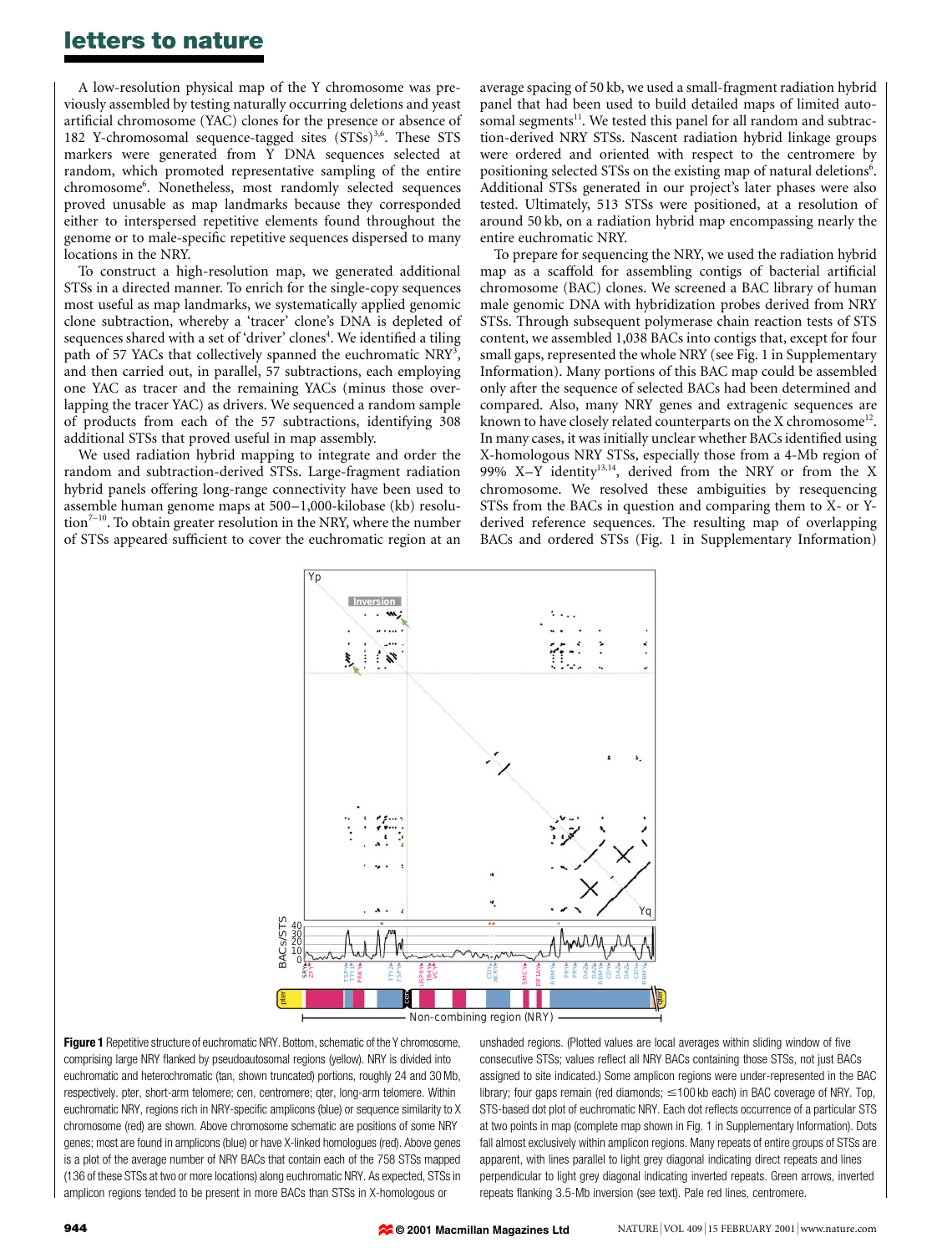A low-resolution physical map of the Y chromosome was previously assembled by testing naturally occurring deletions and yeast artificial chromosome (YAC) clones for the presence or absence of 182 Y-chromosomal sequence-tagged sites (STSs)[3,6]. These STS markers were generated from Y DNA sequences selected at random, which promoted representative sampling of the entire chromosome[6]. Nonetheless, most randomly selected sequences proved unusable as map landmarks because they corresponded either to interspersed repetitive elements found throughout the genome or to male-specific repetitive sequences dispersed to many locations in the NRY.

To construct a high-resolution map, we generated additional STSs in a directed manner. To enrich for the single-copy sequences most useful as map landmarks, we systematically applied genomic clone subtraction, whereby a 'tracer' clone's DNA is depleted of sequences shared with a set of 'driver' clones[4]. We identified a tiling path of 57 YACs that collectively spanned the euchromatic NRY[3], and then carried out, in parallel, 57 subtractions, each employing one YAC as tracer and the remaining YACs (minus those overlapping the tracer YAC) as drivers. We sequenced a random sample of products from each of the 57 subtractions, identifying 308 additional STSs that proved useful in map assembly.

We used radiation hybrid mapping to integrate and order the random and subtraction-derived STSs. Large-fragment radiation hybrid panels offering long-range connectivity have been used to assemble human genome maps at 500–1,000-kilobase (kb) resolution[7–10]. To obtain greater resolution in the NRY, where the number of STSs appeared sufficient to cover the euchromatic region at an average spacing of 50 kb, we used a small-fragment radiation hybrid panel that had been used to build detailed maps of limited autosomal segments[11]. We tested this panel for all random and subtraction-derived NRY STSs. Nascent radiation hybrid linkage groups were ordered and oriented with respect to the centromere by positioning selected STSs on the existing map of natural deletions[6]. Additional STSs generated in our project's later phases were also tested. Ultimately, 513 STSs were positioned, at a resolution of around 50 kb, on a radiation hybrid map encompassing nearly the entire euchromatic NRY.

To prepare for sequencing the NRY, we used the radiation hybrid map as a scaffold for assembling contigs of bacterial artificial chromosome (BAC) clones. We screened a BAC library of human male genomic DNA with hybridization probes derived from NRY STSs. Through subsequent polymerase chain reaction tests of STS content, we assembled 1,038 BACs into contigs that, except for four small gaps, represented the whole NRY (see Fig. 1 in Supplementary Information). Many portions of this BAC map could be assembled only after the sequence of selected BACs had been determined and compared. Also, many NRY genes and extragenic sequences are known to have closely related counterparts on the X chromosome[12]. In many cases, it was initially unclear whether BACs identified using X-homologous NRY STSs, especially those from a 4-Mb region of 99% X–Y identity[13,14], derived from the NRY or from the X chromosome. We resolved these ambiguities by resequencing STSs from the BACs in question and comparing them to X- or Y-derived reference sequences. The resulting map of overlapping BACs and ordered STSs (Fig. 1 in Supplementary Information)

**Figure 1** Repetitive structure of euchromatic NRY. Bottom, schematic of the Y chromosome, comprising large NRY flanked by pseudoautosomal regions (yellow). NRY is divided into euchromatic and heterochromatic (tan, shown truncated) portions, roughly 24 and 30 Mb, respectively. pter, short-arm telomere; cen, centromere; qter, long-arm telomere. Within euchromatic NRY, regions rich in NRY-specific amplicons (blue) or sequence similarity to X chromosome (red) are shown. Above chromosome schematic are positions of some NRY genes; most are found in amplicons (blue) or have X-linked homologues (red). Above genes is a plot of the average number of NRY BACs that contain each of the 758 STSs mapped (136 of these STSs at two or more locations) along euchromatic NRY. As expected, STSs in amplicon regions tended to be present in more BACs than STSs in X-homologous or unshaded regions. (Plotted values are local averages within sliding window of five consecutive STSs; values reflect all NRY BACs containing those STSs, not just BACs assigned to site indicated.) Some amplicon regions were under-represented in the BAC library; four gaps remain (red diamonds; ≤100 kb each) in BAC coverage of NRY. Top, STS-based dot plot of euchromatic NRY. Each dot reflects occurrence of a particular STS at two points in map (complete map shown in Fig. 1 in Supplementary Information). Dots fall almost exclusively within amplicon regions. Many repeats of entire groups of STSs are apparent, with lines parallel to light grey diagonal indicating direct repeats and lines perpendicular to light grey diagonal indicating inverted repeats. Green arrows, inverted repeats flanking 3.5-Mb inversion (see text). Pale red lines, centromere.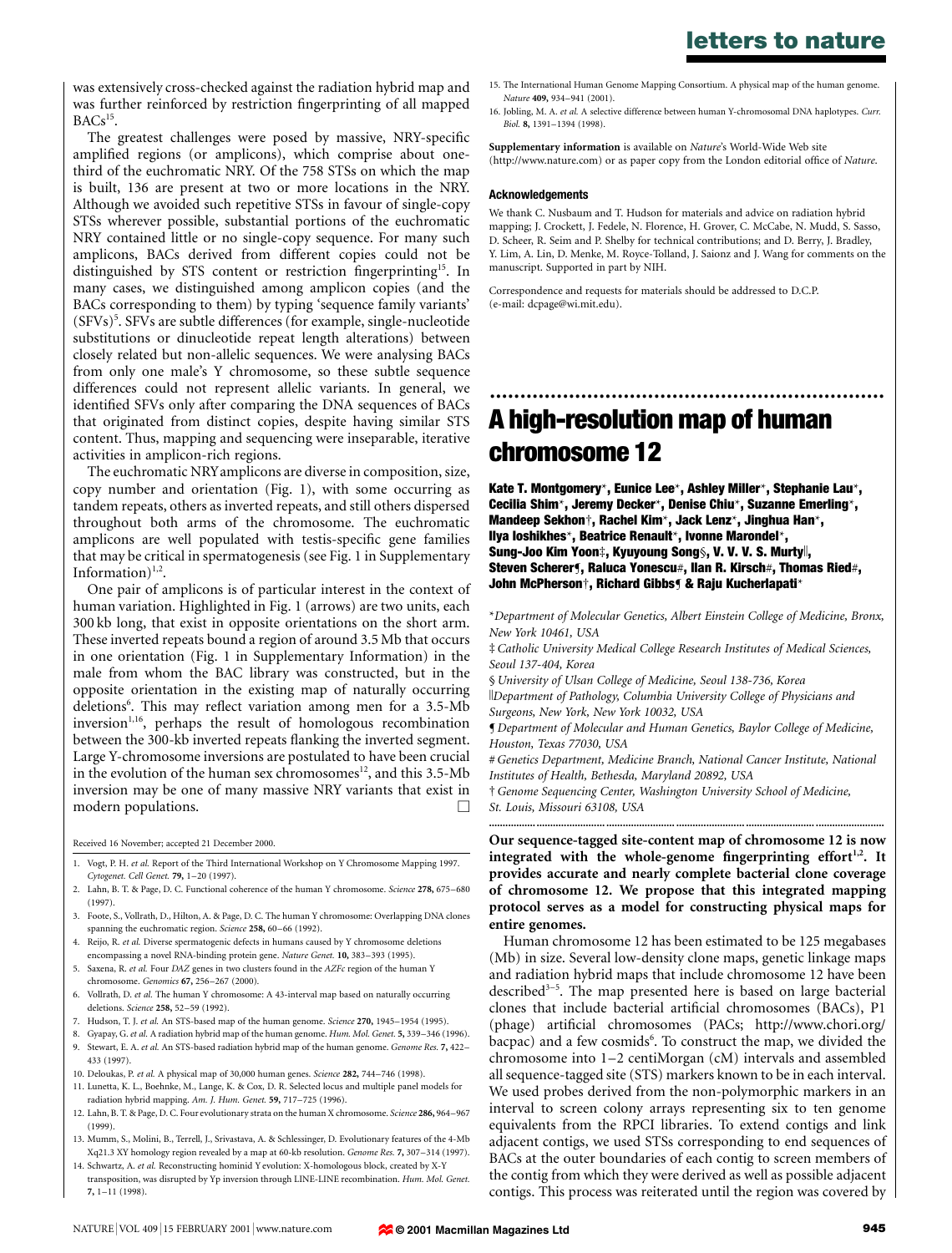was extensively cross-checked against the radiation hybrid map and was further reinforced by restriction fingerprinting of all mapped BACs[15].

The greatest challenges were posed by massive, NRY-specific amplified regions (or amplicons), which comprise about one-third of the euchromatic NRY. Of the 758 STSs on which the map is built, 136 are present at two or more locations in the NRY. Although we avoided such repetitive STSs in favour of single-copy STSs wherever possible, substantial portions of the euchromatic NRY contained little or no single-copy sequence. For many such amplicons, BACs derived from different copies could not be distinguished by STS content or restriction fingerprinting[15]. In many cases, we distinguished among amplicon copies (and the BACs corresponding to them) by typing 'sequence family variants' (SFVs)[5]. SFVs are subtle differences (for example, single-nucleotide substitutions or dinucleotide repeat length alterations) between closely related but non-allelic sequences. We were analysing BACs from only one male's Y chromosome, so these subtle sequence differences could not represent allelic variants. In general, we identified SFVs only after comparing the DNA sequences of BACs that originated from distinct copies, despite having similar STS content. Thus, mapping and sequencing were inseparable, iterative activities in amplicon-rich regions.

The euchromatic NRY amplicons are diverse in composition, size, copy number and orientation (Fig. 1), with some occurring as tandem repeats, others as inverted repeats, and still others dispersed throughout both arms of the chromosome. The euchromatic amplicons are well populated with testis-specific gene families that may be critical in spermatogenesis (see Fig. 1 in Supplementary Information)[1,2].

One pair of amplicons is of particular interest in the context of human variation. Highlighted in Fig. 1 (arrows) are two units, each 300 kb long, that exist in opposite orientations on the short arm. These inverted repeats bound a region of around 3.5 Mb that occurs in one orientation (Fig. 1 in Supplementary Information) in the male from whom the BAC library was constructed, but in the opposite orientation in the existing map of naturally occurring deletions[6]. This may reflect variation among men for a 3.5-Mb inversion[1,16], perhaps the result of homologous recombination between the 300-kb inverted repeats flanking the inverted segment. Large Y-chromosome inversions are postulated to have been crucial in the evolution of the human sex chromosomes[12], and this 3.5-Mb inversion may be one of many massive NRY variants that exist in modern populations. □

Received 16 November; accepted 21 December 2000.

1. Vogt, P. H. *et al.* Report of the Third International Workshop on Y Chromosome Mapping 1997. *Cytogenet. Cell Genet.* **79,** 1–20 (1997).
2. Lahn, B. T. & Page, D. C. Functional coherence of the human Y chromosome. *Science* **278,** 675–680 (1997).
3. Foote, S., Vollrath, D., Hilton, A. & Page, D. C. The human Y chromosome: Overlapping DNA clones spanning the euchromatic region. *Science* **258,** 60–66 (1992).
4. Reijo, R. *et al.* Diverse spermatogenic defects in humans caused by Y chromosome deletions encompassing a novel RNA-binding protein gene. *Nature Genet.* **10,** 383–393 (1995).
5. Saxena, R. *et al.* Four *DAZ* genes in two clusters found in the *AZFc* region of the human Y chromosome. *Genomics* **67,** 256–267 (2000).
6. Vollrath, D. *et al.* The human Y chromosome: A 43-interval map based on naturally occurring deletions. *Science* **258,** 52–59 (1992).
7. Hudson, T. J. *et al.* An STS-based map of the human genome. *Science* **270,** 1945–1954 (1995).
8. Gyapay, G. *et al.* A radiation hybrid map of the human genome. *Hum. Mol. Genet.* **5,** 339–346 (1996).
9. Stewart, E. A. *et al.* An STS-based radiation hybrid map of the human genome. *Genome Res.* **7,** 422–433 (1997).
10. Deloukas, P. *et al.* A physical map of 30,000 human genes. *Science* **282,** 744–746 (1998).
11. Lunetta, K. L., Boehnke, M., Lange, K. & Cox, D. R. Selected locus and multiple panel models for radiation hybrid mapping. *Am. J. Hum. Genet.* **59,** 717–725 (1996).
12. Lahn, B. T. & Page, D. C. Four evolutionary strata on the human X chromosome. *Science* **286,** 964–967 (1999).
13. Mumm, S., Molini, B., Terrell, J., Srivastava, A. & Schlessinger, D. Evolutionary features of the 4-Mb Xq21.3 XY homology region revealed by a map at 60-kb resolution. *Genome Res.* **7,** 307–314 (1997).
14. Schwartz, A. *et al.* Reconstructing hominid Y evolution: X-homologous block, created by X-Y transposition, was disrupted by Yp inversion through LINE-LINE recombination. *Hum. Mol. Genet.* **7,** 1–11 (1998).
15. The International Human Genome Mapping Consortium. A physical map of the human genome. *Nature* **409,** 934–941 (2001).
16. Jobling, M. A. *et al.* A selective difference between human Y-chromosomal DNA haplotypes. *Curr. Biol.* **8,** 1391–1394 (1998).

**Supplementary information** is available on *Nature*'s World-Wide Web site (http://www.nature.com) or as paper copy from the London editorial office of *Nature*.

**Acknowledgements**

We thank C. Nusbaum and T. Hudson for materials and advice on radiation hybrid mapping; J. Crockett, J. Fedele, N. Florence, H. Grover, C. McCabe, N. Mudd, S. Sasso, D. Scheer, R. Seim and P. Shelby for technical contributions; and D. Berry, J. Bradley, Y. Lim, A. Lin, D. Menke, M. Royce-Tolland, J. Saionz and J. Wang for comments on the manuscript. Supported in part by NIH.

Correspondence and requests for materials should be addressed to D.C.P. (e-mail: dcpage@wi.mit.edu).

# A high-resolution map of human chromosome 12

**Kate T. Montgomery\*, Eunice Lee\*, Ashley Miller\*, Stephanie Lau\*, Cecilia Shim\*, Jeremy Decker\*, Denise Chiu\*, Suzanne Emerling\*, Mandeep Sekhon†, Rachel Kim\*, Jack Lenz\*, Jinghua Han\*, Ilya Ioshikhes\*, Beatrice Renault\*, Ivonne Marondel\*, Sung-Joo Kim Yoon‡, Kyuyoung Song§, V. V. V. S. Murty‖, Steven Scherer¶, Raluca Yonescu#, Ilan R. Kirsch#, Thomas Ried#, John McPherson†, Richard Gibbs¶ & Raju Kucherlapati\***

\* *Department of Molecular Genetics, Albert Einstein College of Medicine, Bronx, New York 10461, USA*

‡ *Catholic University Medical College Research Institutes of Medical Sciences, Seoul 137-404, Korea*

§ *University of Ulsan College of Medicine, Seoul 138-736, Korea*

‖ *Department of Pathology, Columbia University College of Physicians and Surgeons, New York, New York 10032, USA*

¶ *Department of Molecular and Human Genetics, Baylor College of Medicine, Houston, Texas 77030, USA*

\# *Genetics Department, Medicine Branch, National Cancer Institute, National Institutes of Health, Bethesda, Maryland 20892, USA*

† *Genome Sequencing Center, Washington University School of Medicine, St. Louis, Missouri 63108, USA*

**Our sequence-tagged site-content map of chromosome 12 is now integrated with the whole-genome fingerprinting effort[1,2]. It provides accurate and nearly complete bacterial clone coverage of chromosome 12. We propose that this integrated mapping protocol serves as a model for constructing physical maps for entire genomes.**

Human chromosome 12 has been estimated to be 125 megabases (Mb) in size. Several low-density clone maps, genetic linkage maps and radiation hybrid maps that include chromosome 12 have been described[3–5]. The map presented here is based on large bacterial clones that include bacterial artificial chromosomes (BACs), P1 (phage) artificial chromosomes (PACs; http://www.chori.org/bacpac) and a few cosmids[6]. To construct the map, we divided the chromosome into 1–2 centiMorgan (cM) intervals and assembled all sequence-tagged site (STS) markers known to be in each interval. We used probes derived from the non-polymorphic markers in an interval to screen colony arrays representing six to ten genome equivalents from the RPCI libraries. To extend contigs and link adjacent contigs, we used STSs corresponding to end sequences of BACs at the outer boundaries of each contig to screen members of the contig from which they were derived as well as possible adjacent contigs. This process was reiterated until the region was covered by